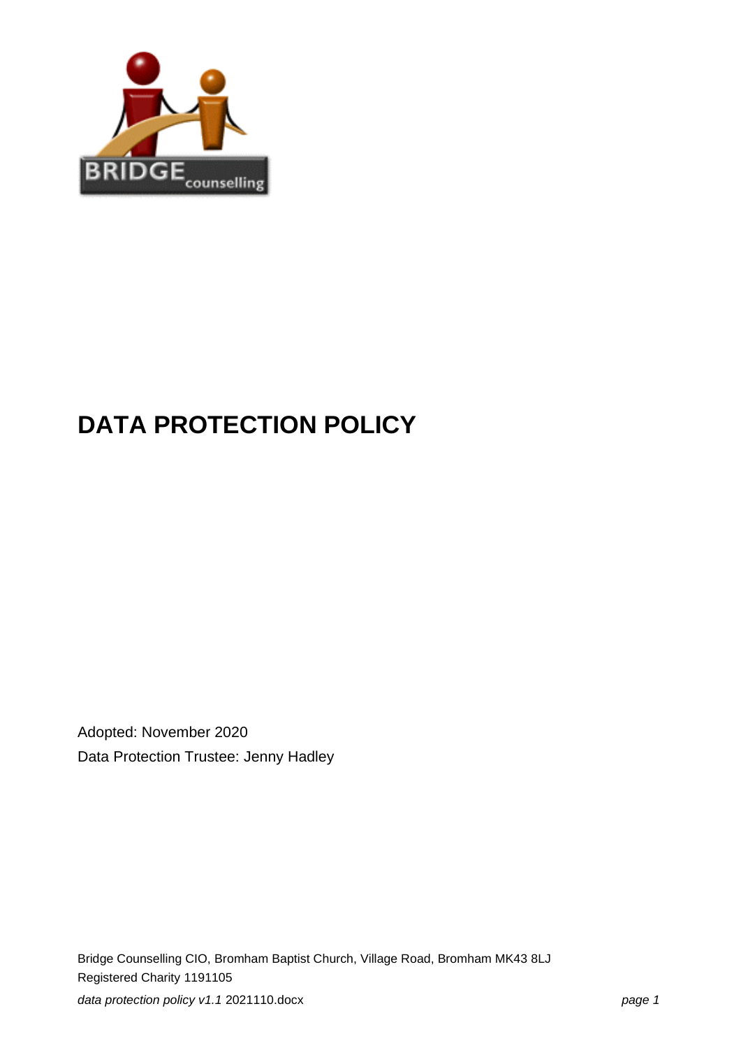# DATA PROTECTION POLICY

Adopted: November 2020

Data Protection Trustee: Jenny Hadley

Bridge Counselling CIO, Bromham Baptist Church, Village Road, Bromham MK43 8LJ

Registered Charity 1191105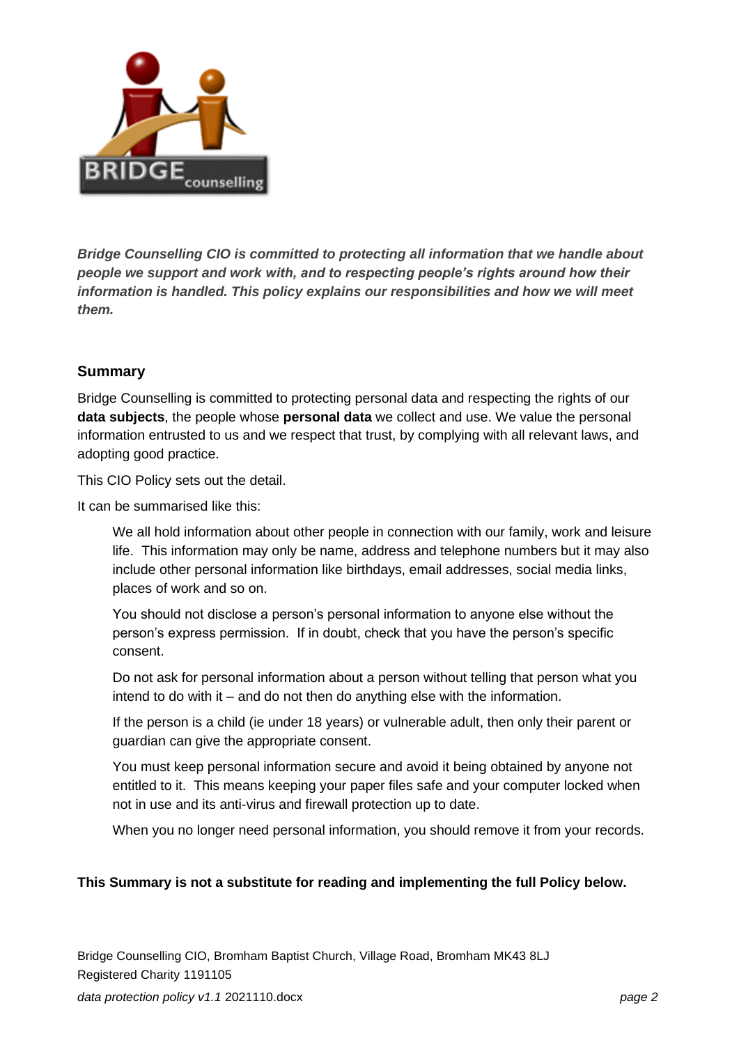***Bridge Counselling CIO is committed to protecting all information that we handle about people we support and work with, and to respecting people's rights around how their information is handled. This policy explains our responsibilities and how we will meet them.***

### Summary

Bridge Counselling is committed to protecting personal data and respecting the rights of our **data subjects**, the people whose **personal data** we collect and use. We value the personal information entrusted to us and we respect that trust, by complying with all relevant laws, and adopting good practice.

This CIO Policy sets out the detail.

It can be summarised like this:

> We all hold information about other people in connection with our family, work and leisure life. This information may only be name, address and telephone numbers but it may also include other personal information like birthdays, email addresses, social media links, places of work and so on.
>
> You should not disclose a person's personal information to anyone else without the person's express permission. If in doubt, check that you have the person's specific consent.
>
> Do not ask for personal information about a person without telling that person what you intend to do with it – and do not then do anything else with the information.
>
> If the person is a child (ie under 18 years) or vulnerable adult, then only their parent or guardian can give the appropriate consent.
>
> You must keep personal information secure and avoid it being obtained by anyone not entitled to it. This means keeping your paper files safe and your computer locked when not in use and its anti-virus and firewall protection up to date.
>
> When you no longer need personal information, you should remove it from your records.

**This Summary is not a substitute for reading and implementing the full Policy below.**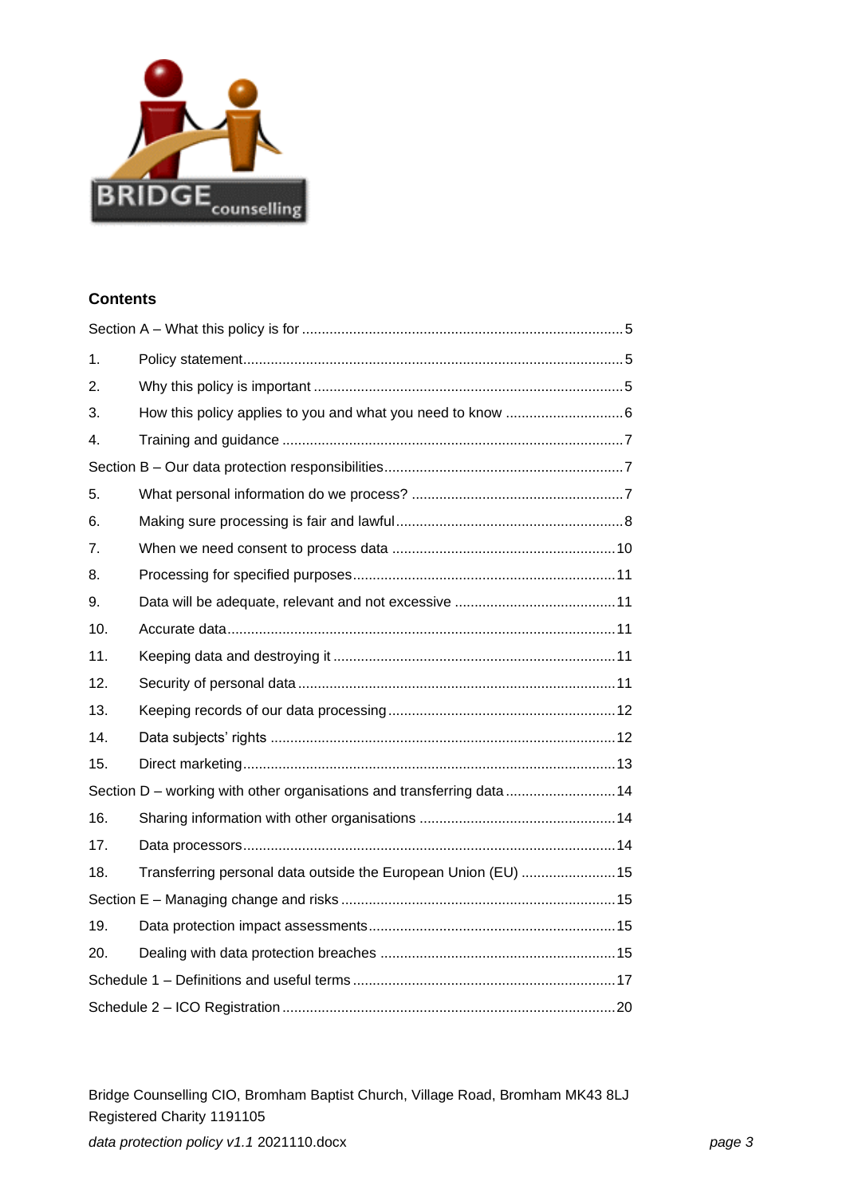## Contents

| | | |
|---|---|---|
| Section A – What this policy is for | | 5 |
| 1. | Policy statement | 5 |
| 2. | Why this policy is important | 5 |
| 3. | How this policy applies to you and what you need to know | 6 |
| 4. | Training and guidance | 7 |
| Section B – Our data protection responsibilities | | 7 |
| 5. | What personal information do we process? | 7 |
| 6. | Making sure processing is fair and lawful | 8 |
| 7. | When we need consent to process data | 10 |
| 8. | Processing for specified purposes | 11 |
| 9. | Data will be adequate, relevant and not excessive | 11 |
| 10. | Accurate data | 11 |
| 11. | Keeping data and destroying it | 11 |
| 12. | Security of personal data | 11 |
| 13. | Keeping records of our data processing | 12 |
| 14. | Data subjects' rights | 12 |
| 15. | Direct marketing | 13 |
| Section D – working with other organisations and transferring data | | 14 |
| 16. | Sharing information with other organisations | 14 |
| 17. | Data processors | 14 |
| 18. | Transferring personal data outside the European Union (EU) | 15 |
| Section E – Managing change and risks | | 15 |
| 19. | Data protection impact assessments | 15 |
| 20. | Dealing with data protection breaches | 15 |
| Schedule 1 – Definitions and useful terms | | 17 |
| Schedule 2 – ICO Registration | | 20 |

Bridge Counselling CIO, Bromham Baptist Church, Village Road, Bromham MK43 8LJ
Registered Charity 1191105
*data protection policy v1.1* 2021110.docx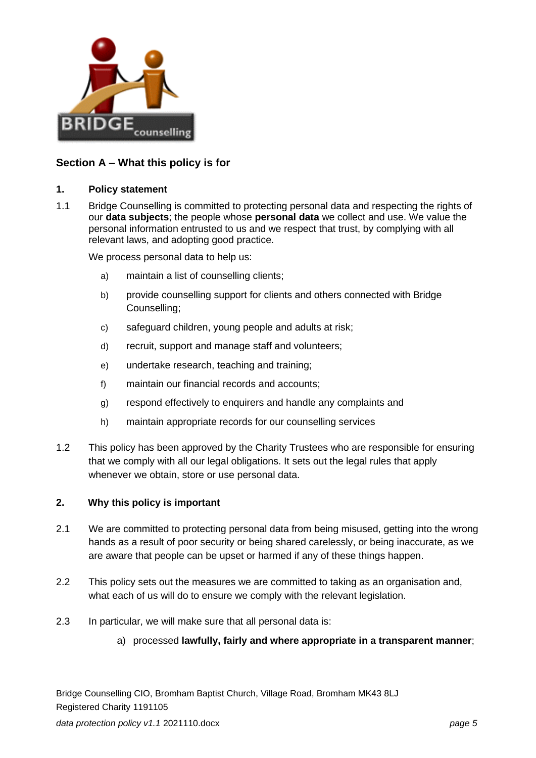## Section A – What this policy is for

### 1. Policy statement

1.1 Bridge Counselling is committed to protecting personal data and respecting the rights of our **data subjects**; the people whose **personal data** we collect and use. We value the personal information entrusted to us and we respect that trust, by complying with all relevant laws, and adopting good practice.

We process personal data to help us:

a) maintain a list of counselling clients;

b) provide counselling support for clients and others connected with Bridge Counselling;

c) safeguard children, young people and adults at risk;

d) recruit, support and manage staff and volunteers;

e) undertake research, teaching and training;

f) maintain our financial records and accounts;

g) respond effectively to enquirers and handle any complaints and

h) maintain appropriate records for our counselling services

1.2 This policy has been approved by the Charity Trustees who are responsible for ensuring that we comply with all our legal obligations. It sets out the legal rules that apply whenever we obtain, store or use personal data.

### 2. Why this policy is important

2.1 We are committed to protecting personal data from being misused, getting into the wrong hands as a result of poor security or being shared carelessly, or being inaccurate, as we are aware that people can be upset or harmed if any of these things happen.

2.2 This policy sets out the measures we are committed to taking as an organisation and, what each of us will do to ensure we comply with the relevant legislation.

2.3 In particular, we will make sure that all personal data is:

a) processed **lawfully, fairly and where appropriate in a transparent manner**;

Bridge Counselling CIO, Bromham Baptist Church, Village Road, Bromham MK43 8LJ
Registered Charity 1191105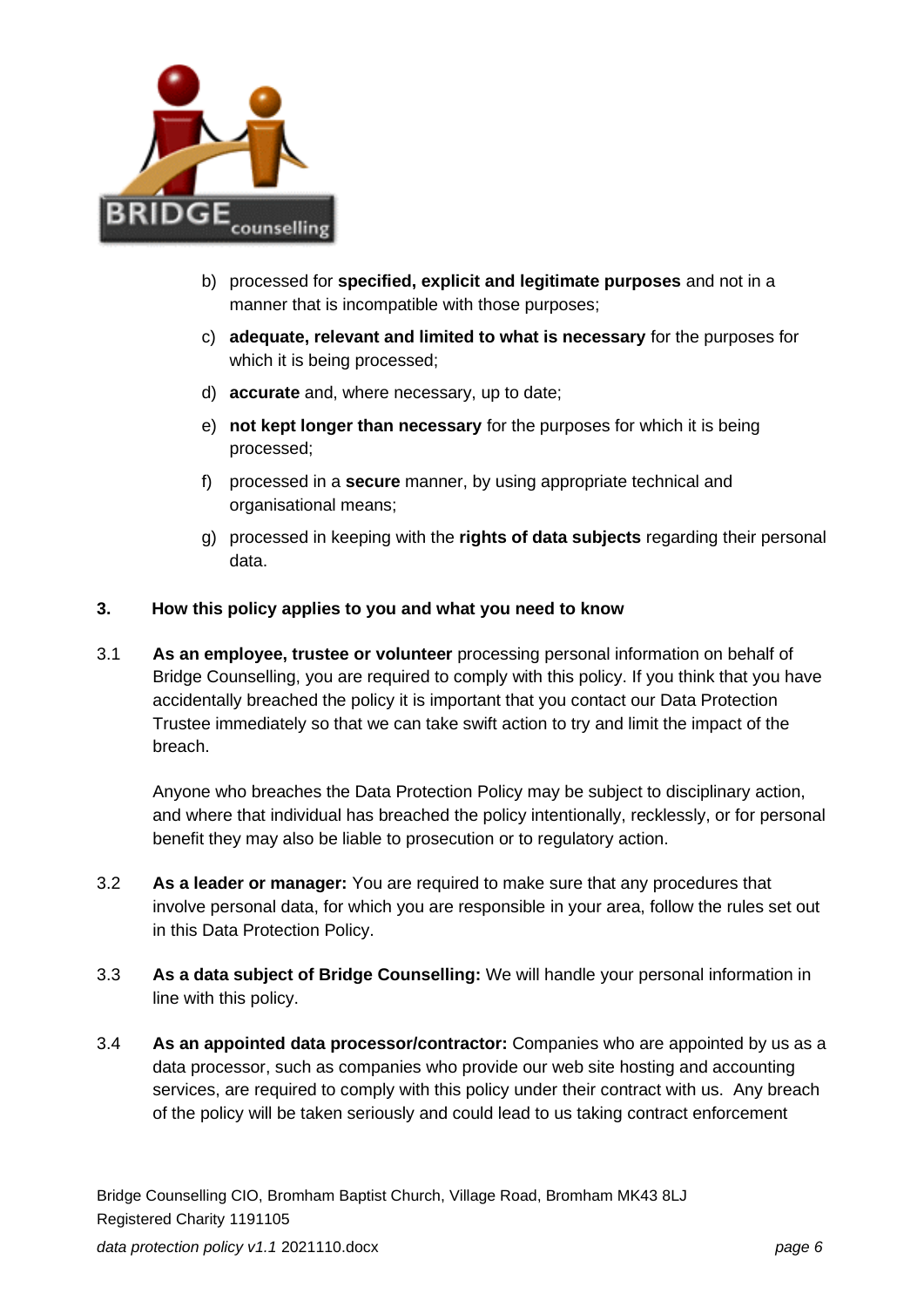b) processed for **specified, explicit and legitimate purposes** and not in a manner that is incompatible with those purposes;

c) **adequate, relevant and limited to what is necessary** for the purposes for which it is being processed;

d) **accurate** and, where necessary, up to date;

e) **not kept longer than necessary** for the purposes for which it is being processed;

f) processed in a **secure** manner, by using appropriate technical and organisational means;

g) processed in keeping with the **rights of data subjects** regarding their personal data.

## 3. How this policy applies to you and what you need to know

3.1 **As an employee, trustee or volunteer** processing personal information on behalf of Bridge Counselling, you are required to comply with this policy. If you think that you have accidentally breached the policy it is important that you contact our Data Protection Trustee immediately so that we can take swift action to try and limit the impact of the breach.

Anyone who breaches the Data Protection Policy may be subject to disciplinary action, and where that individual has breached the policy intentionally, recklessly, or for personal benefit they may also be liable to prosecution or to regulatory action.

3.2 **As a leader or manager:** You are required to make sure that any procedures that involve personal data, for which you are responsible in your area, follow the rules set out in this Data Protection Policy.

3.3 **As a data subject of Bridge Counselling:** We will handle your personal information in line with this policy.

3.4 **As an appointed data processor/contractor:** Companies who are appointed by us as a data processor, such as companies who provide our web site hosting and accounting services, are required to comply with this policy under their contract with us. Any breach of the policy will be taken seriously and could lead to us taking contract enforcement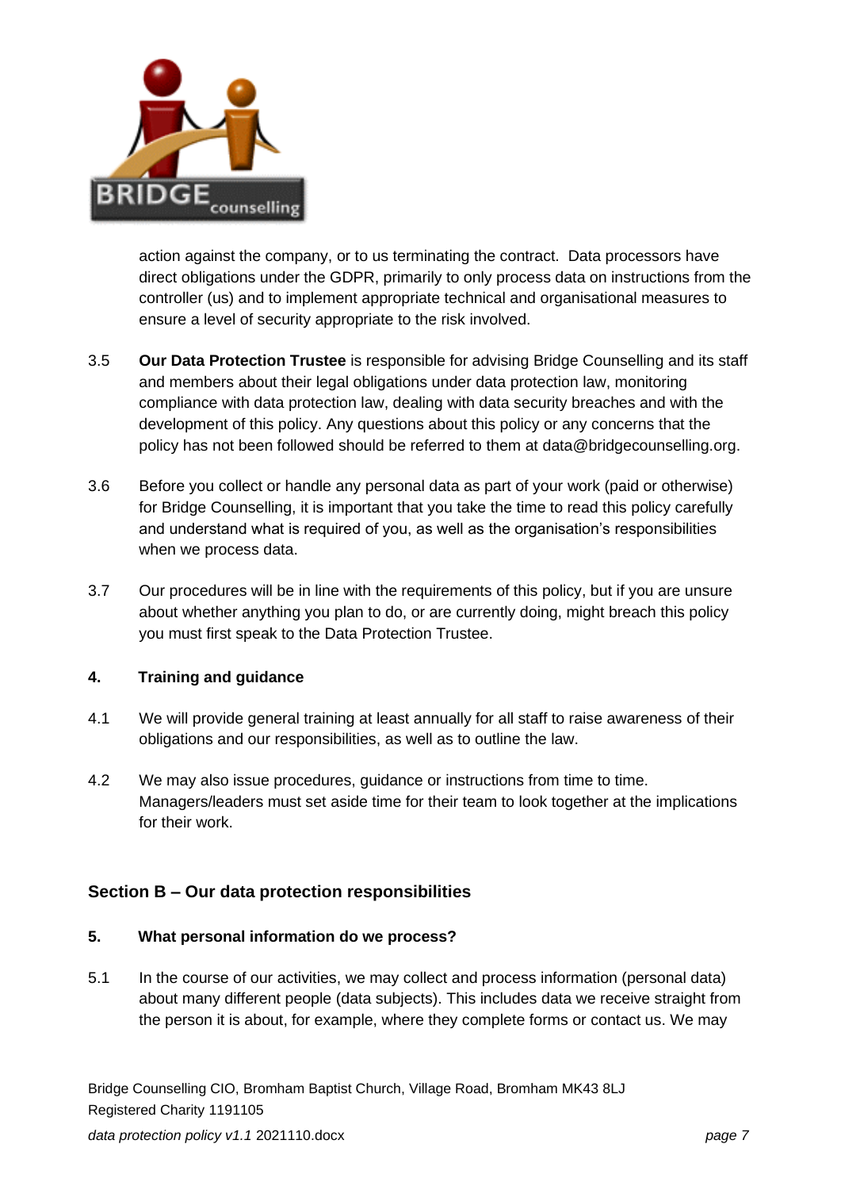action against the company, or to us terminating the contract. Data processors have direct obligations under the GDPR, primarily to only process data on instructions from the controller (us) and to implement appropriate technical and organisational measures to ensure a level of security appropriate to the risk involved.

3.5 **Our Data Protection Trustee** is responsible for advising Bridge Counselling and its staff and members about their legal obligations under data protection law, monitoring compliance with data protection law, dealing with data security breaches and with the development of this policy. Any questions about this policy or any concerns that the policy has not been followed should be referred to them at data@bridgecounselling.org.

3.6 Before you collect or handle any personal data as part of your work (paid or otherwise) for Bridge Counselling, it is important that you take the time to read this policy carefully and understand what is required of you, as well as the organisation's responsibilities when we process data.

3.7 Our procedures will be in line with the requirements of this policy, but if you are unsure about whether anything you plan to do, or are currently doing, might breach this policy you must first speak to the Data Protection Trustee.

### 4. Training and guidance

4.1 We will provide general training at least annually for all staff to raise awareness of their obligations and our responsibilities, as well as to outline the law.

4.2 We may also issue procedures, guidance or instructions from time to time. Managers/leaders must set aside time for their team to look together at the implications for their work.

## Section B – Our data protection responsibilities

### 5. What personal information do we process?

5.1 In the course of our activities, we may collect and process information (personal data) about many different people (data subjects). This includes data we receive straight from the person it is about, for example, where they complete forms or contact us. We may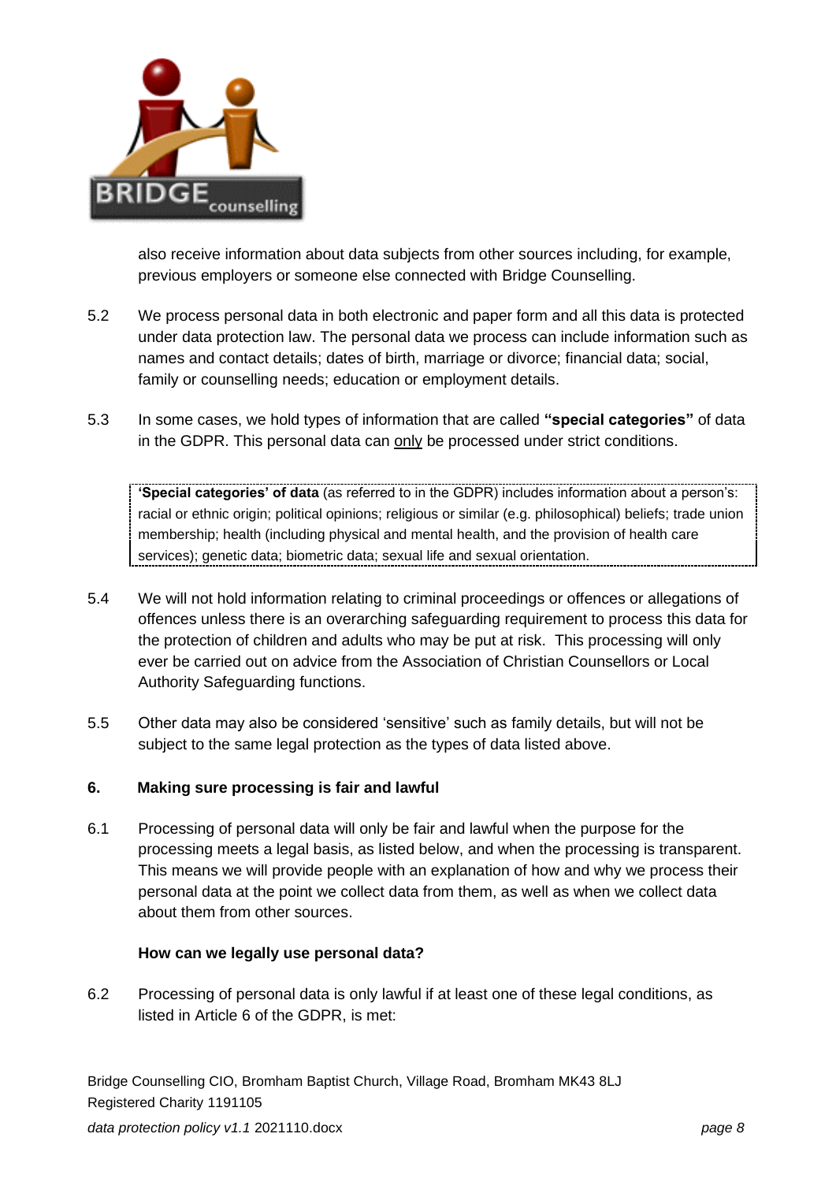also receive information about data subjects from other sources including, for example, previous employers or someone else connected with Bridge Counselling.

5.2 We process personal data in both electronic and paper form and all this data is protected under data protection law. The personal data we process can include information such as names and contact details; dates of birth, marriage or divorce; financial data; social, family or counselling needs; education or employment details.

5.3 In some cases, we hold types of information that are called **"special categories"** of data in the GDPR. This personal data can <u>only</u> be processed under strict conditions.

> **'Special categories' of data** (as referred to in the GDPR) includes information about a person's: racial or ethnic origin; political opinions; religious or similar (e.g. philosophical) beliefs; trade union membership; health (including physical and mental health, and the provision of health care services); genetic data; biometric data; sexual life and sexual orientation.

5.4 We will not hold information relating to criminal proceedings or offences or allegations of offences unless there is an overarching safeguarding requirement to process this data for the protection of children and adults who may be put at risk. This processing will only ever be carried out on advice from the Association of Christian Counsellors or Local Authority Safeguarding functions.

5.5 Other data may also be considered 'sensitive' such as family details, but will not be subject to the same legal protection as the types of data listed above.

## 6. Making sure processing is fair and lawful

6.1 Processing of personal data will only be fair and lawful when the purpose for the processing meets a legal basis, as listed below, and when the processing is transparent. This means we will provide people with an explanation of how and why we process their personal data at the point we collect data from them, as well as when we collect data about them from other sources.

### How can we legally use personal data?

6.2 Processing of personal data is only lawful if at least one of these legal conditions, as listed in Article 6 of the GDPR, is met: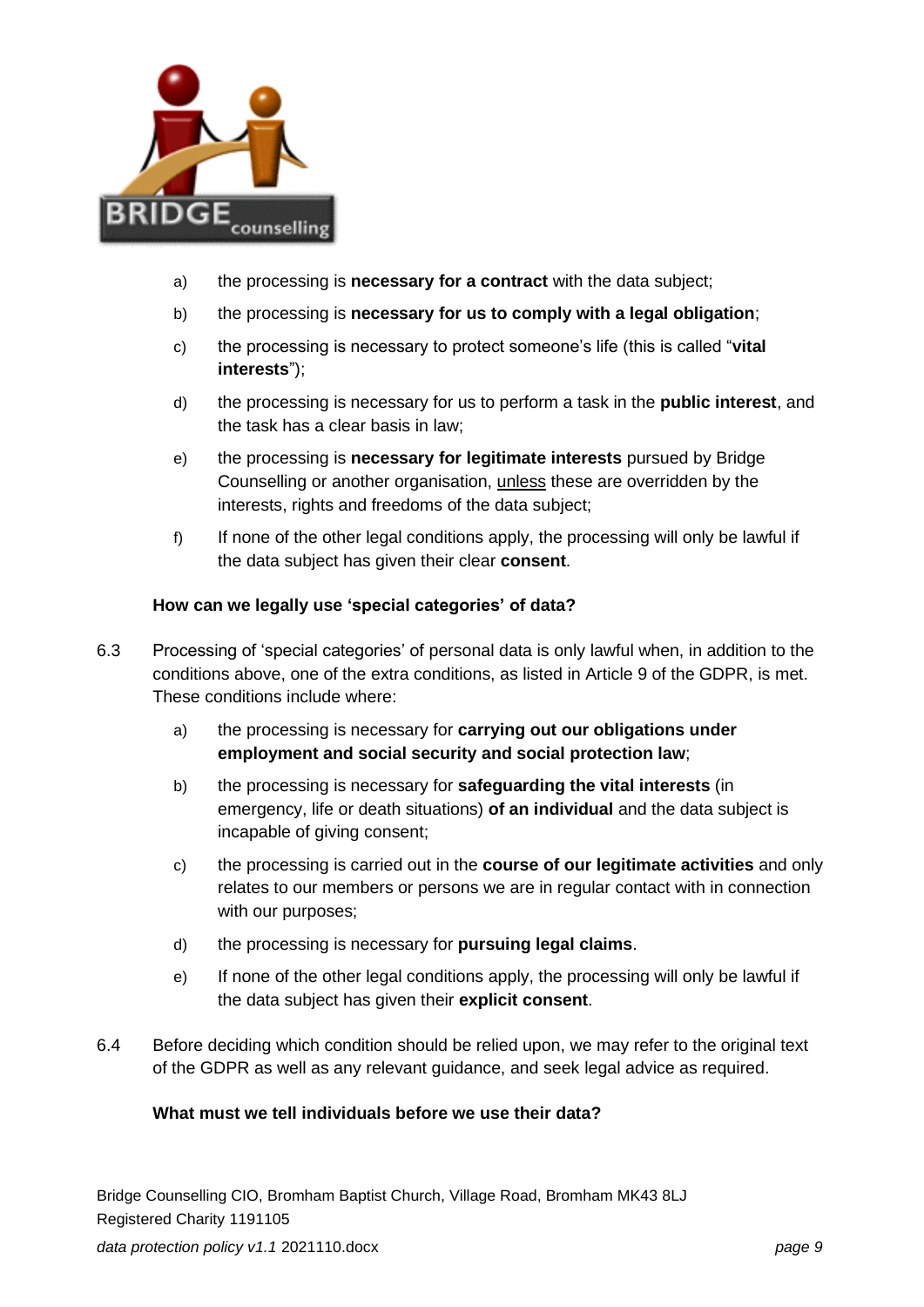a) the processing is **necessary for a contract** with the data subject;

b) the processing is **necessary for us to comply with a legal obligation**;

c) the processing is necessary to protect someone's life (this is called "**vital interests**");

d) the processing is necessary for us to perform a task in the **public interest**, and the task has a clear basis in law;

e) the processing is **necessary for legitimate interests** pursued by Bridge Counselling or another organisation, <u>unless</u> these are overridden by the interests, rights and freedoms of the data subject;

f) If none of the other legal conditions apply, the processing will only be lawful if the data subject has given their clear **consent**.

**How can we legally use 'special categories' of data?**

6.3 Processing of 'special categories' of personal data is only lawful when, in addition to the conditions above, one of the extra conditions, as listed in Article 9 of the GDPR, is met. These conditions include where:

a) the processing is necessary for **carrying out our obligations under employment and social security and social protection law**;

b) the processing is necessary for **safeguarding the vital interests** (in emergency, life or death situations) **of an individual** and the data subject is incapable of giving consent;

c) the processing is carried out in the **course of our legitimate activities** and only relates to our members or persons we are in regular contact with in connection with our purposes;

d) the processing is necessary for **pursuing legal claims**.

e) If none of the other legal conditions apply, the processing will only be lawful if the data subject has given their **explicit consent**.

6.4 Before deciding which condition should be relied upon, we may refer to the original text of the GDPR as well as any relevant guidance, and seek legal advice as required.

**What must we tell individuals before we use their data?**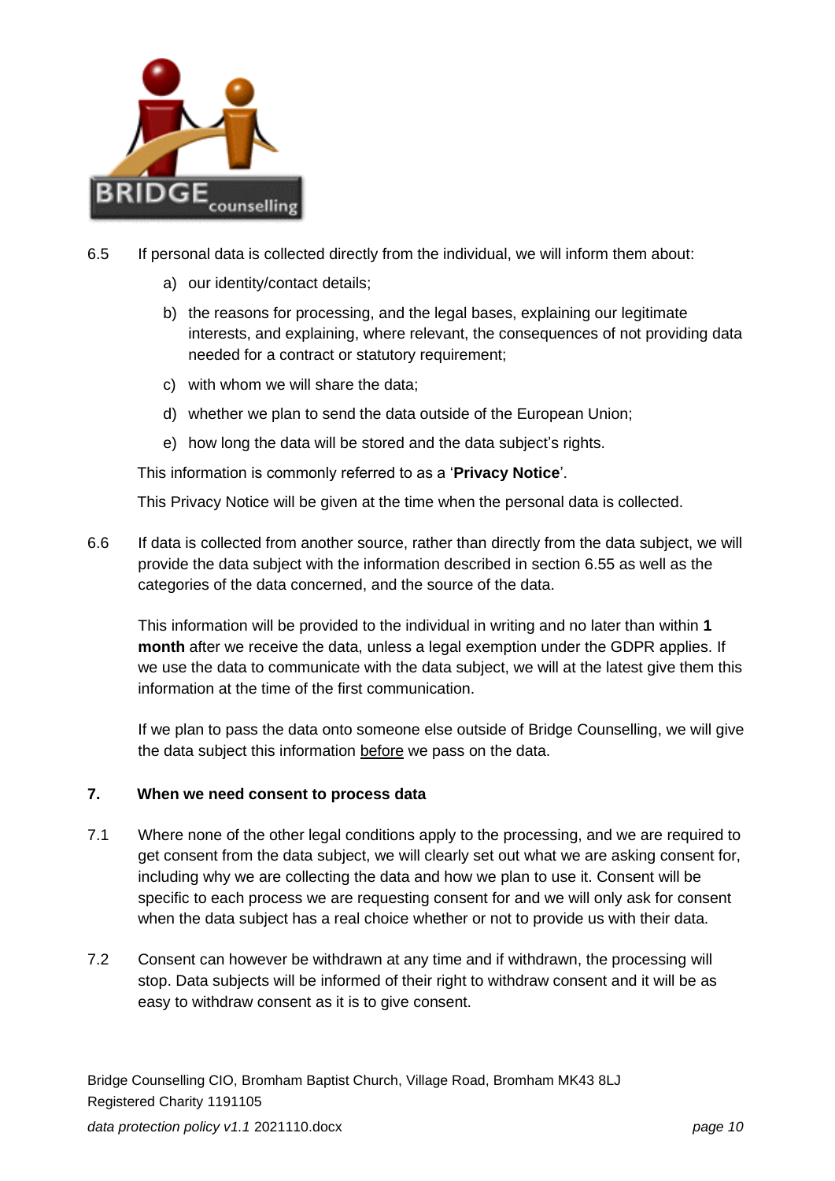6.5 If personal data is collected directly from the individual, we will inform them about:

a) our identity/contact details;

b) the reasons for processing, and the legal bases, explaining our legitimate interests, and explaining, where relevant, the consequences of not providing data needed for a contract or statutory requirement;

c) with whom we will share the data;

d) whether we plan to send the data outside of the European Union;

e) how long the data will be stored and the data subject's rights.

This information is commonly referred to as a '**Privacy Notice**'.

This Privacy Notice will be given at the time when the personal data is collected.

6.6 If data is collected from another source, rather than directly from the data subject, we will provide the data subject with the information described in section 6.55 as well as the categories of the data concerned, and the source of the data.

This information will be provided to the individual in writing and no later than within **1 month** after we receive the data, unless a legal exemption under the GDPR applies. If we use the data to communicate with the data subject, we will at the latest give them this information at the time of the first communication.

If we plan to pass the data onto someone else outside of Bridge Counselling, we will give the data subject this information <u>before</u> we pass on the data.

## 7. When we need consent to process data

7.1 Where none of the other legal conditions apply to the processing, and we are required to get consent from the data subject, we will clearly set out what we are asking consent for, including why we are collecting the data and how we plan to use it. Consent will be specific to each process we are requesting consent for and we will only ask for consent when the data subject has a real choice whether or not to provide us with their data.

7.2 Consent can however be withdrawn at any time and if withdrawn, the processing will stop. Data subjects will be informed of their right to withdraw consent and it will be as easy to withdraw consent as it is to give consent.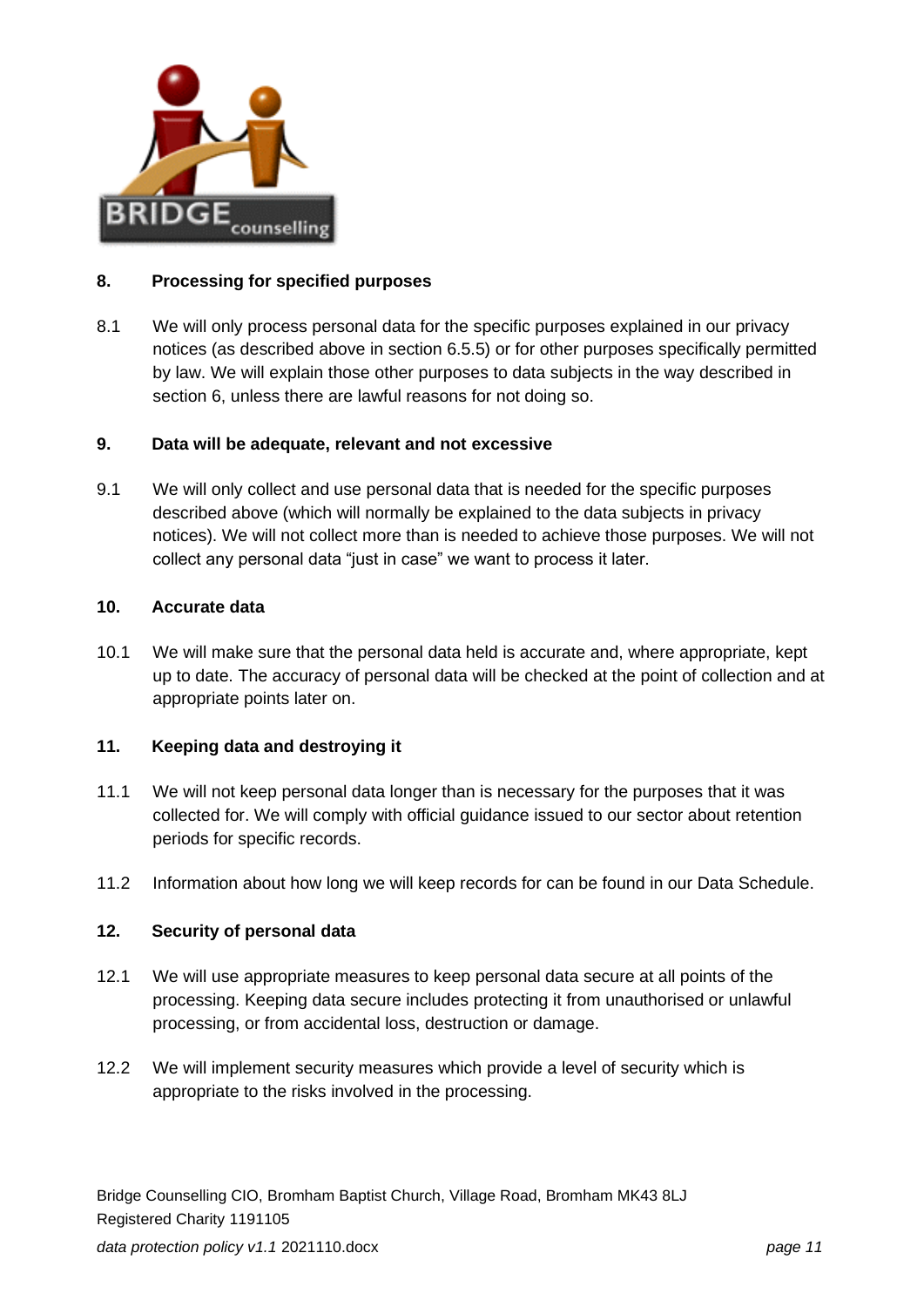## 8. Processing for specified purposes

8.1 We will only process personal data for the specific purposes explained in our privacy notices (as described above in section 6.5.5) or for other purposes specifically permitted by law. We will explain those other purposes to data subjects in the way described in section 6, unless there are lawful reasons for not doing so.

## 9. Data will be adequate, relevant and not excessive

9.1 We will only collect and use personal data that is needed for the specific purposes described above (which will normally be explained to the data subjects in privacy notices). We will not collect more than is needed to achieve those purposes. We will not collect any personal data "just in case" we want to process it later.

## 10. Accurate data

10.1 We will make sure that the personal data held is accurate and, where appropriate, kept up to date. The accuracy of personal data will be checked at the point of collection and at appropriate points later on.

## 11. Keeping data and destroying it

11.1 We will not keep personal data longer than is necessary for the purposes that it was collected for. We will comply with official guidance issued to our sector about retention periods for specific records.

11.2 Information about how long we will keep records for can be found in our Data Schedule.

## 12. Security of personal data

12.1 We will use appropriate measures to keep personal data secure at all points of the processing. Keeping data secure includes protecting it from unauthorised or unlawful processing, or from accidental loss, destruction or damage.

12.2 We will implement security measures which provide a level of security which is appropriate to the risks involved in the processing.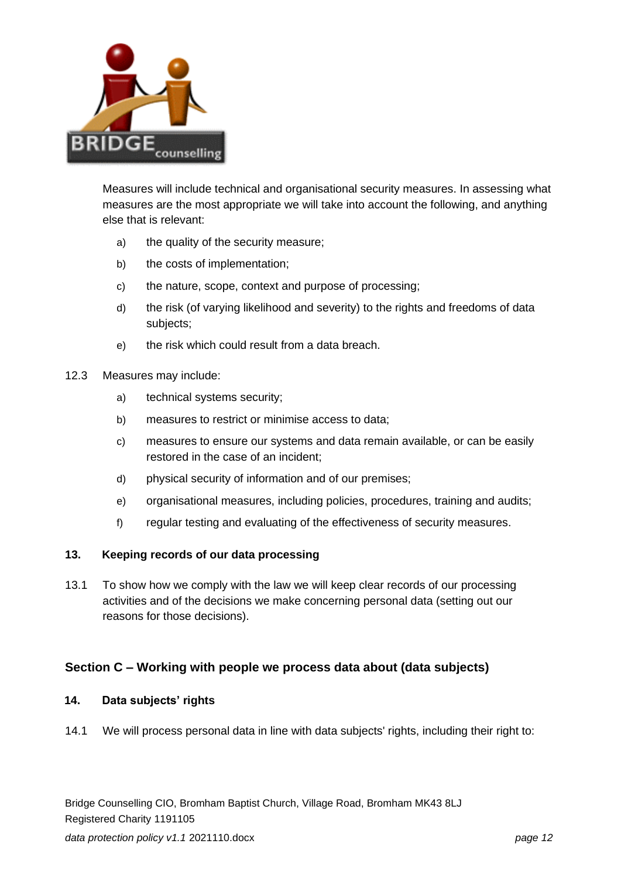Measures will include technical and organisational security measures. In assessing what measures are the most appropriate we will take into account the following, and anything else that is relevant:

a) the quality of the security measure;

b) the costs of implementation;

c) the nature, scope, context and purpose of processing;

d) the risk (of varying likelihood and severity) to the rights and freedoms of data subjects;

e) the risk which could result from a data breach.

12.3 Measures may include:

a) technical systems security;

b) measures to restrict or minimise access to data;

c) measures to ensure our systems and data remain available, or can be easily restored in the case of an incident;

d) physical security of information and of our premises;

e) organisational measures, including policies, procedures, training and audits;

f) regular testing and evaluating of the effectiveness of security measures.

### 13. Keeping records of our data processing

13.1 To show how we comply with the law we will keep clear records of our processing activities and of the decisions we make concerning personal data (setting out our reasons for those decisions).

## Section C – Working with people we process data about (data subjects)

### 14. Data subjects' rights

14.1 We will process personal data in line with data subjects' rights, including their right to: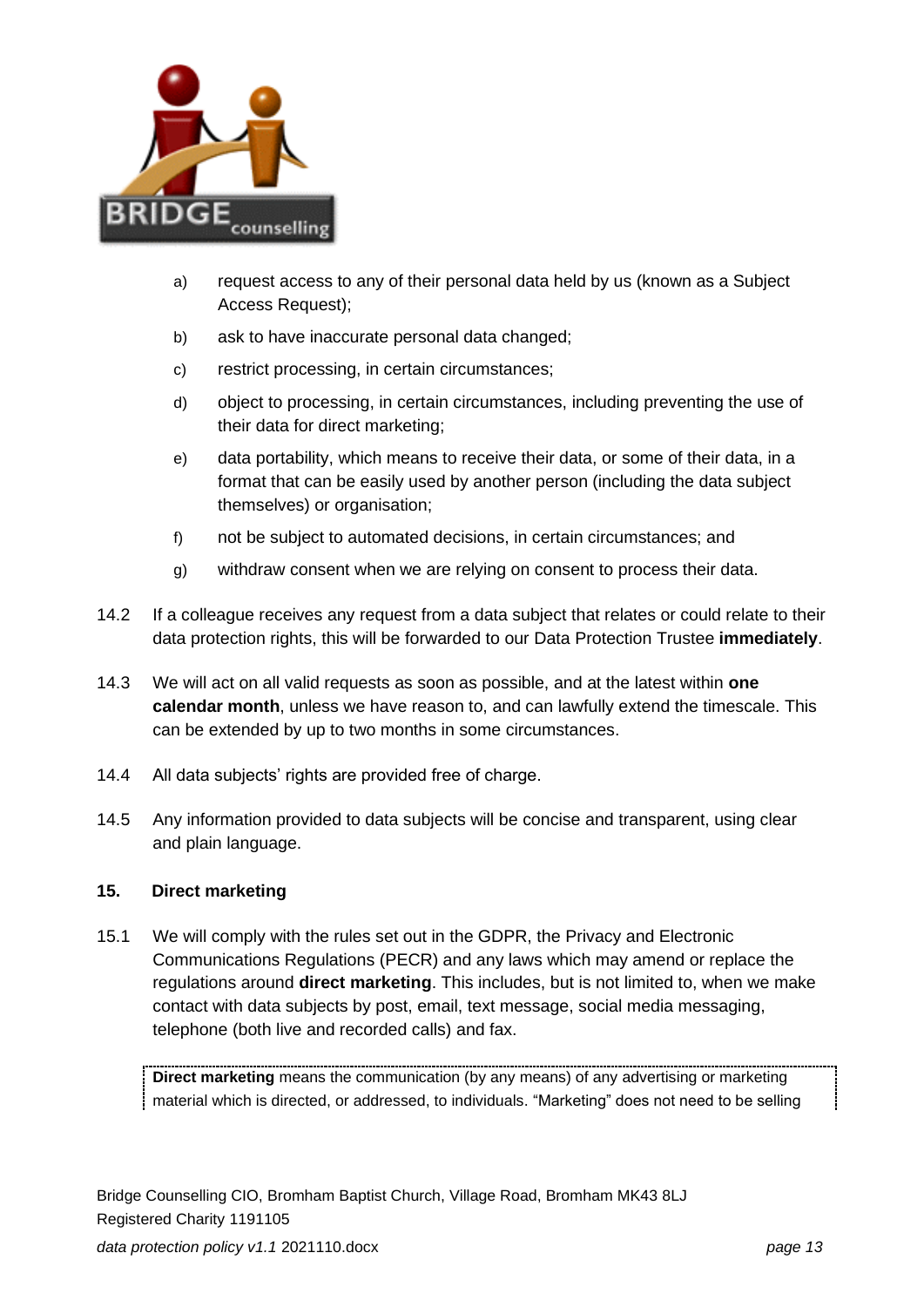a) request access to any of their personal data held by us (known as a Subject Access Request);

b) ask to have inaccurate personal data changed;

c) restrict processing, in certain circumstances;

d) object to processing, in certain circumstances, including preventing the use of their data for direct marketing;

e) data portability, which means to receive their data, or some of their data, in a format that can be easily used by another person (including the data subject themselves) or organisation;

f) not be subject to automated decisions, in certain circumstances; and

g) withdraw consent when we are relying on consent to process their data.

14.2 If a colleague receives any request from a data subject that relates or could relate to their data protection rights, this will be forwarded to our Data Protection Trustee **immediately**.

14.3 We will act on all valid requests as soon as possible, and at the latest within **one calendar month**, unless we have reason to, and can lawfully extend the timescale. This can be extended by up to two months in some circumstances.

14.4 All data subjects' rights are provided free of charge.

14.5 Any information provided to data subjects will be concise and transparent, using clear and plain language.

## 15. Direct marketing

15.1 We will comply with the rules set out in the GDPR, the Privacy and Electronic Communications Regulations (PECR) and any laws which may amend or replace the regulations around **direct marketing**. This includes, but is not limited to, when we make contact with data subjects by post, email, text message, social media messaging, telephone (both live and recorded calls) and fax.

**Direct marketing** means the communication (by any means) of any advertising or marketing material which is directed, or addressed, to individuals. "Marketing" does not need to be selling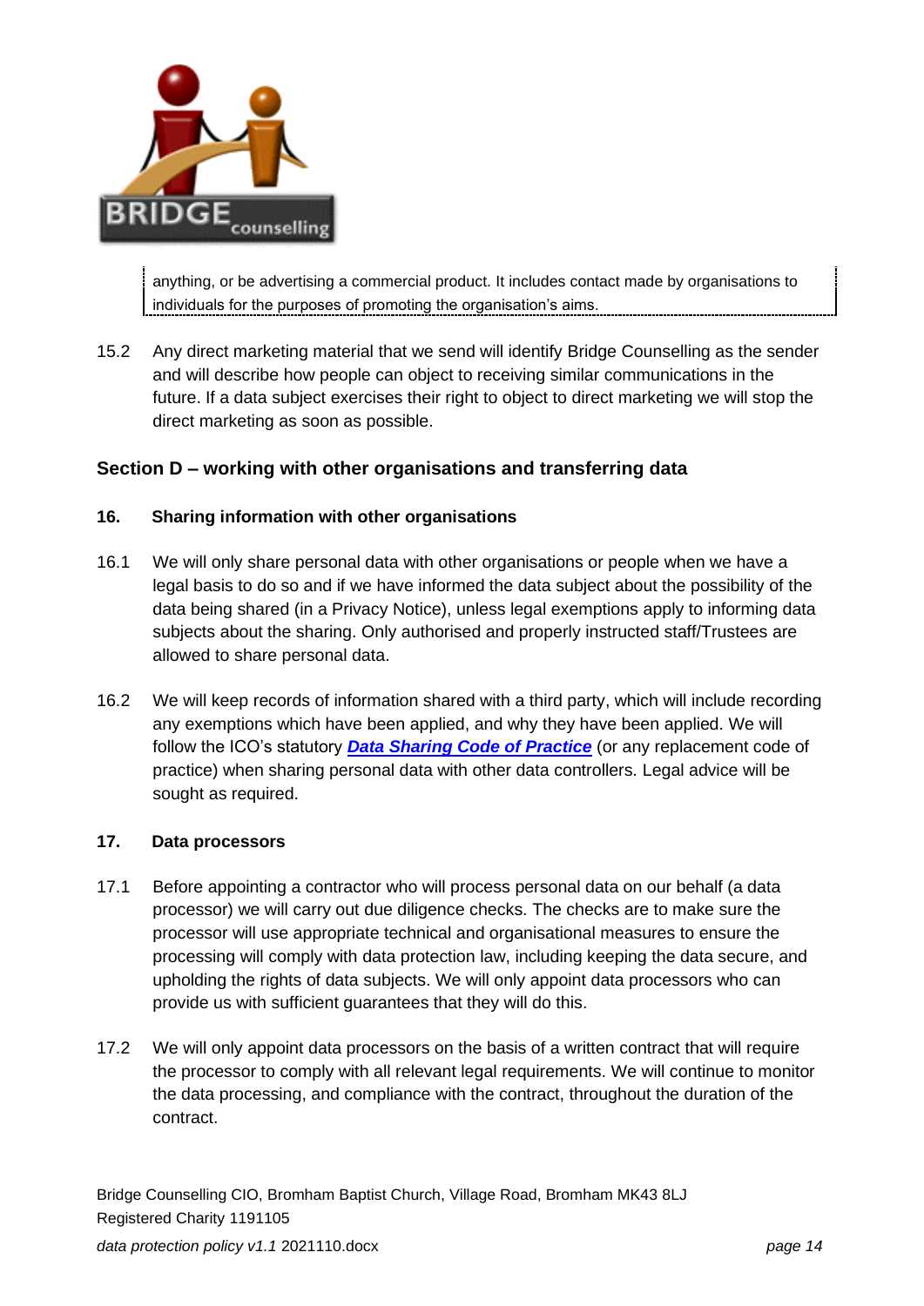anything, or be advertising a commercial product. It includes contact made by organisations to individuals for the purposes of promoting the organisation's aims.

15.2 Any direct marketing material that we send will identify Bridge Counselling as the sender and will describe how people can object to receiving similar communications in the future. If a data subject exercises their right to object to direct marketing we will stop the direct marketing as soon as possible.

## Section D – working with other organisations and transferring data

### 16. Sharing information with other organisations

16.1 We will only share personal data with other organisations or people when we have a legal basis to do so and if we have informed the data subject about the possibility of the data being shared (in a Privacy Notice), unless legal exemptions apply to informing data subjects about the sharing. Only authorised and properly instructed staff/Trustees are allowed to share personal data.

16.2 We will keep records of information shared with a third party, which will include recording any exemptions which have been applied, and why they have been applied. We will follow the ICO's statutory ***Data Sharing Code of Practice*** (or any replacement code of practice) when sharing personal data with other data controllers. Legal advice will be sought as required.

### 17. Data processors

17.1 Before appointing a contractor who will process personal data on our behalf (a data processor) we will carry out due diligence checks. The checks are to make sure the processor will use appropriate technical and organisational measures to ensure the processing will comply with data protection law, including keeping the data secure, and upholding the rights of data subjects. We will only appoint data processors who can provide us with sufficient guarantees that they will do this.

17.2 We will only appoint data processors on the basis of a written contract that will require the processor to comply with all relevant legal requirements. We will continue to monitor the data processing, and compliance with the contract, throughout the duration of the contract.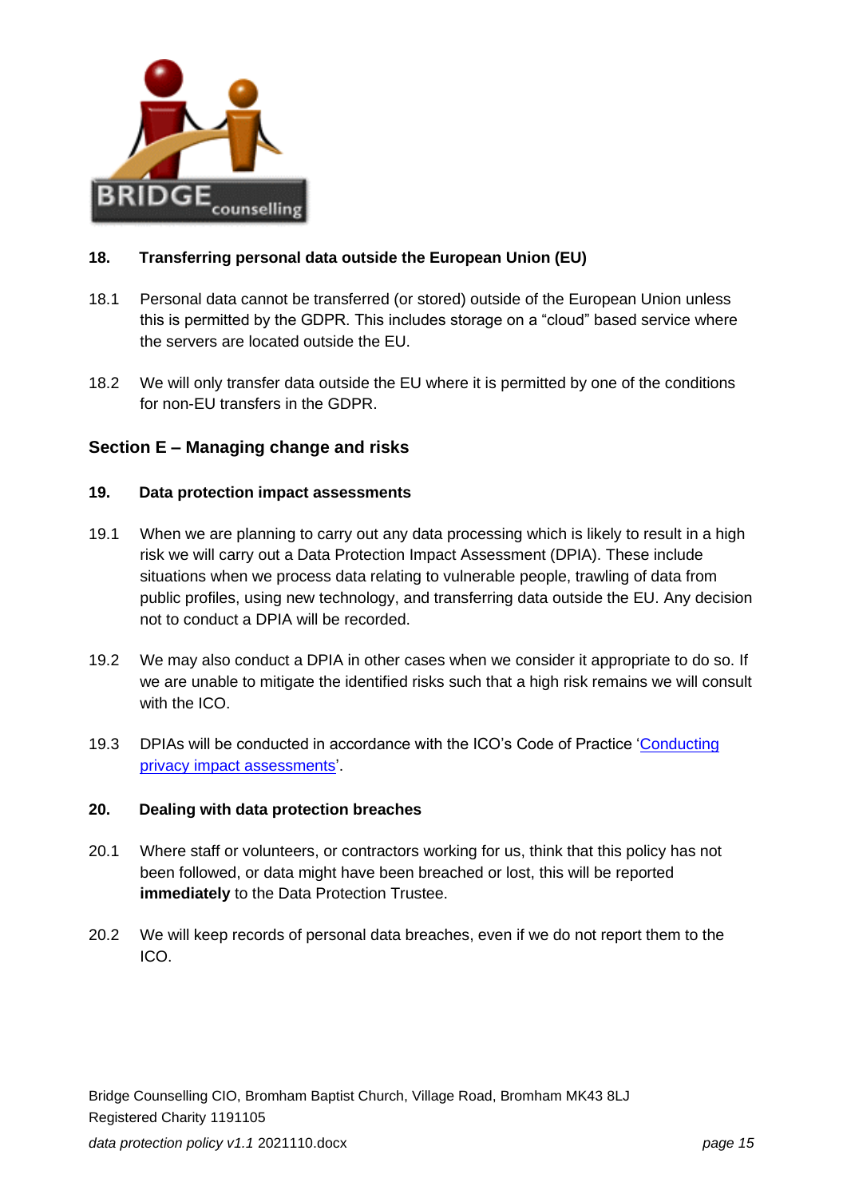### 18. Transferring personal data outside the European Union (EU)

18.1 Personal data cannot be transferred (or stored) outside of the European Union unless this is permitted by the GDPR. This includes storage on a "cloud" based service where the servers are located outside the EU.

18.2 We will only transfer data outside the EU where it is permitted by one of the conditions for non-EU transfers in the GDPR.

## Section E – Managing change and risks

### 19. Data protection impact assessments

19.1 When we are planning to carry out any data processing which is likely to result in a high risk we will carry out a Data Protection Impact Assessment (DPIA). These include situations when we process data relating to vulnerable people, trawling of data from public profiles, using new technology, and transferring data outside the EU. Any decision not to conduct a DPIA will be recorded.

19.2 We may also conduct a DPIA in other cases when we consider it appropriate to do so. If we are unable to mitigate the identified risks such that a high risk remains we will consult with the ICO.

19.3 DPIAs will be conducted in accordance with the ICO's Code of Practice 'Conducting privacy impact assessments'.

### 20. Dealing with data protection breaches

20.1 Where staff or volunteers, or contractors working for us, think that this policy has not been followed, or data might have been breached or lost, this will be reported **immediately** to the Data Protection Trustee.

20.2 We will keep records of personal data breaches, even if we do not report them to the ICO.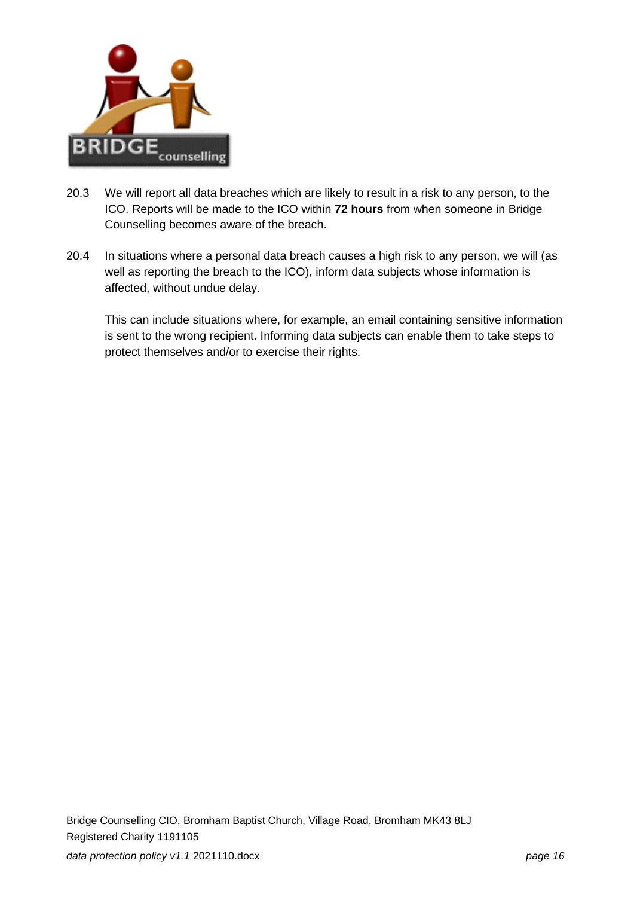20.3 We will report all data breaches which are likely to result in a risk to any person, to the ICO. Reports will be made to the ICO within **72 hours** from when someone in Bridge Counselling becomes aware of the breach.

20.4 In situations where a personal data breach causes a high risk to any person, we will (as well as reporting the breach to the ICO), inform data subjects whose information is affected, without undue delay.

This can include situations where, for example, an email containing sensitive information is sent to the wrong recipient. Informing data subjects can enable them to take steps to protect themselves and/or to exercise their rights.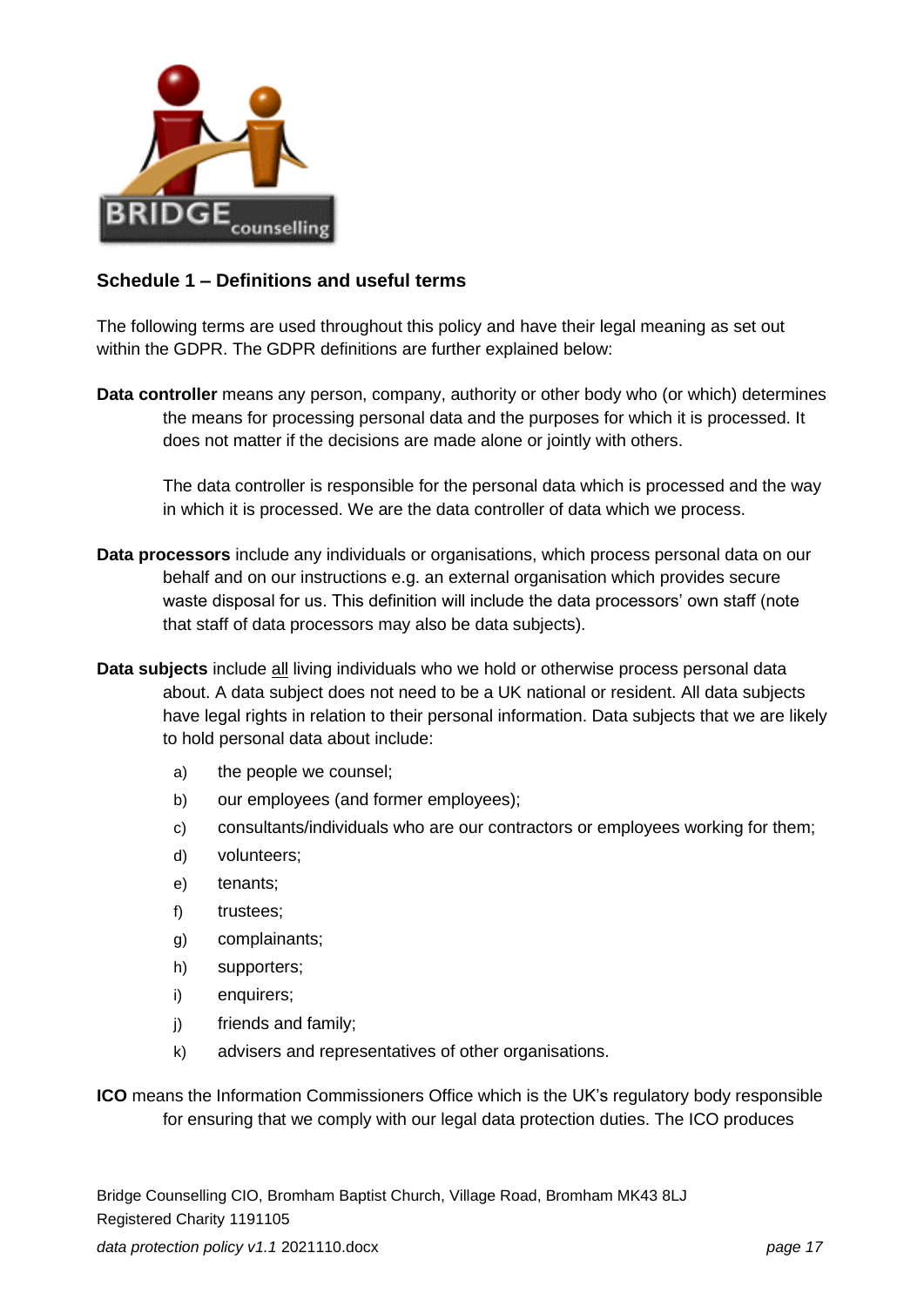## Schedule 1 – Definitions and useful terms

The following terms are used throughout this policy and have their legal meaning as set out within the GDPR. The GDPR definitions are further explained below:

**Data controller** means any person, company, authority or other body who (or which) determines the means for processing personal data and the purposes for which it is processed. It does not matter if the decisions are made alone or jointly with others.

The data controller is responsible for the personal data which is processed and the way in which it is processed. We are the data controller of data which we process.

**Data processors** include any individuals or organisations, which process personal data on our behalf and on our instructions e.g. an external organisation which provides secure waste disposal for us. This definition will include the data processors' own staff (note that staff of data processors may also be data subjects).

**Data subjects** include all living individuals who we hold or otherwise process personal data about. A data subject does not need to be a UK national or resident. All data subjects have legal rights in relation to their personal information. Data subjects that we are likely to hold personal data about include:

a) the people we counsel;

b) our employees (and former employees);

c) consultants/individuals who are our contractors or employees working for them;

d) volunteers;

e) tenants;

f) trustees;

g) complainants;

h) supporters;

i) enquirers;

j) friends and family;

k) advisers and representatives of other organisations.

**ICO** means the Information Commissioners Office which is the UK's regulatory body responsible for ensuring that we comply with our legal data protection duties. The ICO produces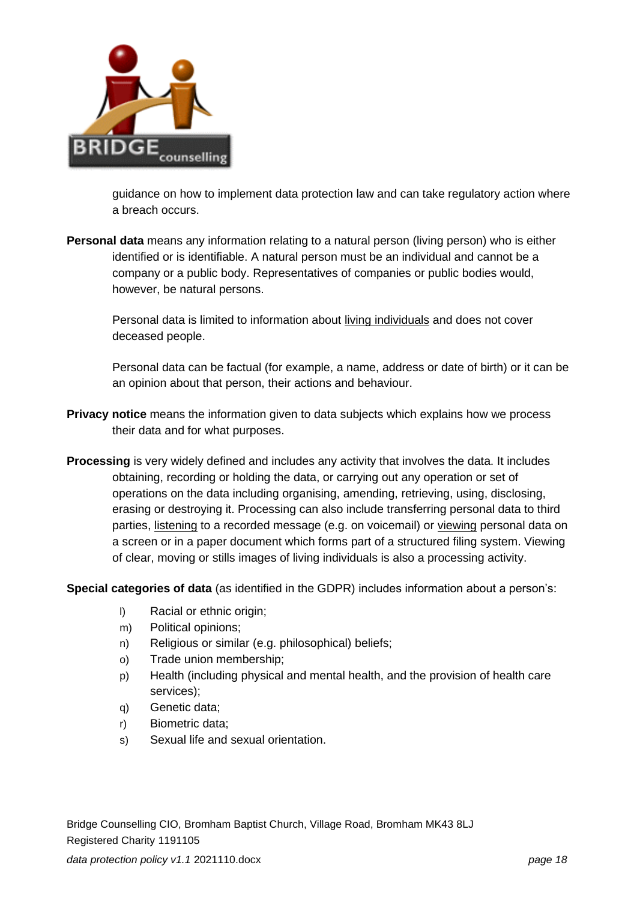guidance on how to implement data protection law and can take regulatory action where a breach occurs.

**Personal data** means any information relating to a natural person (living person) who is either identified or is identifiable. A natural person must be an individual and cannot be a company or a public body. Representatives of companies or public bodies would, however, be natural persons.

Personal data is limited to information about <u>living individuals</u> and does not cover deceased people.

Personal data can be factual (for example, a name, address or date of birth) or it can be an opinion about that person, their actions and behaviour.

**Privacy notice** means the information given to data subjects which explains how we process their data and for what purposes.

**Processing** is very widely defined and includes any activity that involves the data. It includes obtaining, recording or holding the data, or carrying out any operation or set of operations on the data including organising, amending, retrieving, using, disclosing, erasing or destroying it. Processing can also include transferring personal data to third parties, <u>listening</u> to a recorded message (e.g. on voicemail) or <u>viewing</u> personal data on a screen or in a paper document which forms part of a structured filing system. Viewing of clear, moving or stills images of living individuals is also a processing activity.

**Special categories of data** (as identified in the GDPR) includes information about a person's:

l) Racial or ethnic origin;
m) Political opinions;
n) Religious or similar (e.g. philosophical) beliefs;
o) Trade union membership;
p) Health (including physical and mental health, and the provision of health care services);
q) Genetic data;
r) Biometric data;
s) Sexual life and sexual orientation.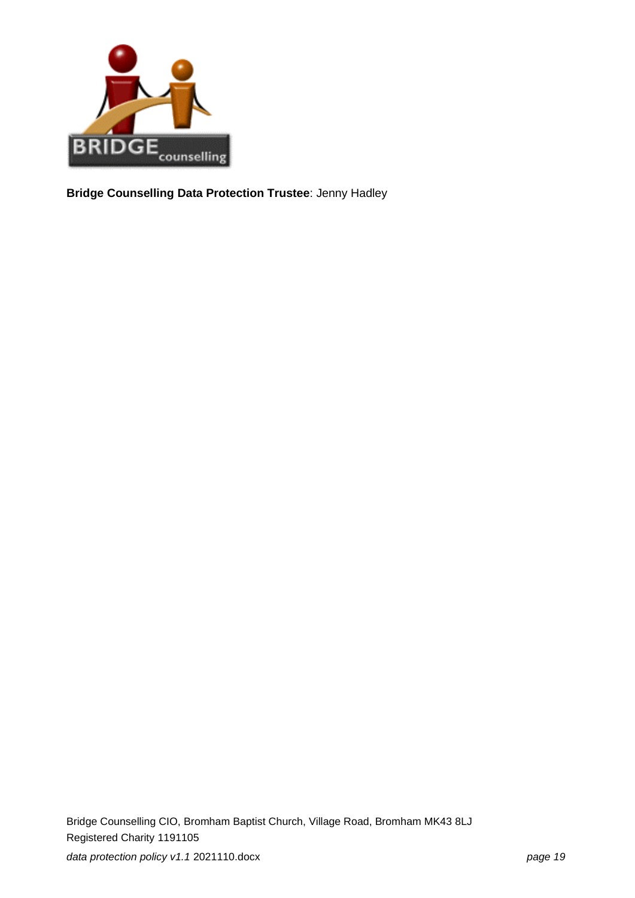**Bridge Counselling Data Protection Trustee**: Jenny Hadley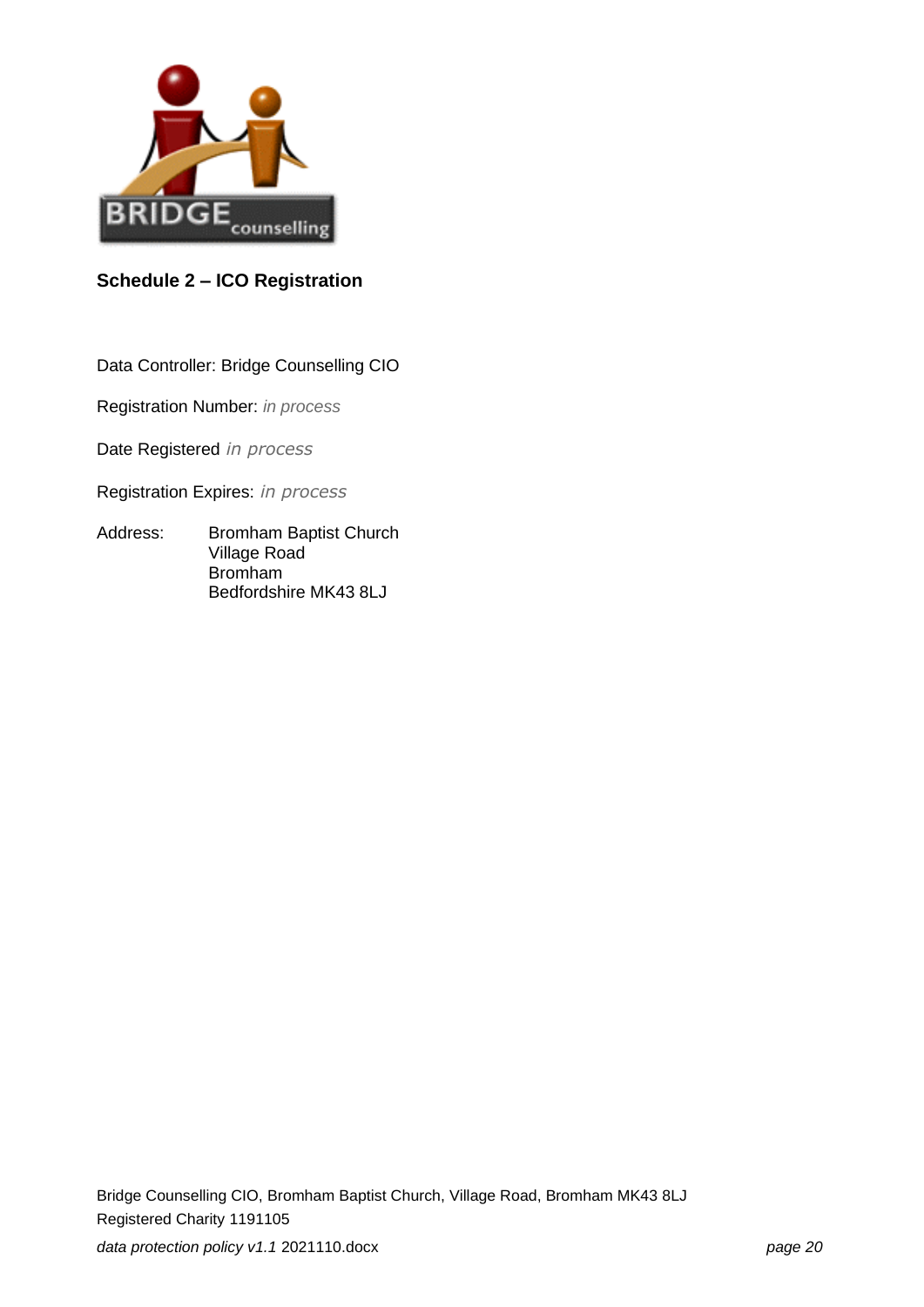**Schedule 2 – ICO Registration**

Data Controller: Bridge Counselling CIO

Registration Number: *in process*

Date Registered *in process*

Registration Expires: *in process*

Address: Bromham Baptist Church
Village Road
Bromham
Bedfordshire MK43 8LJ